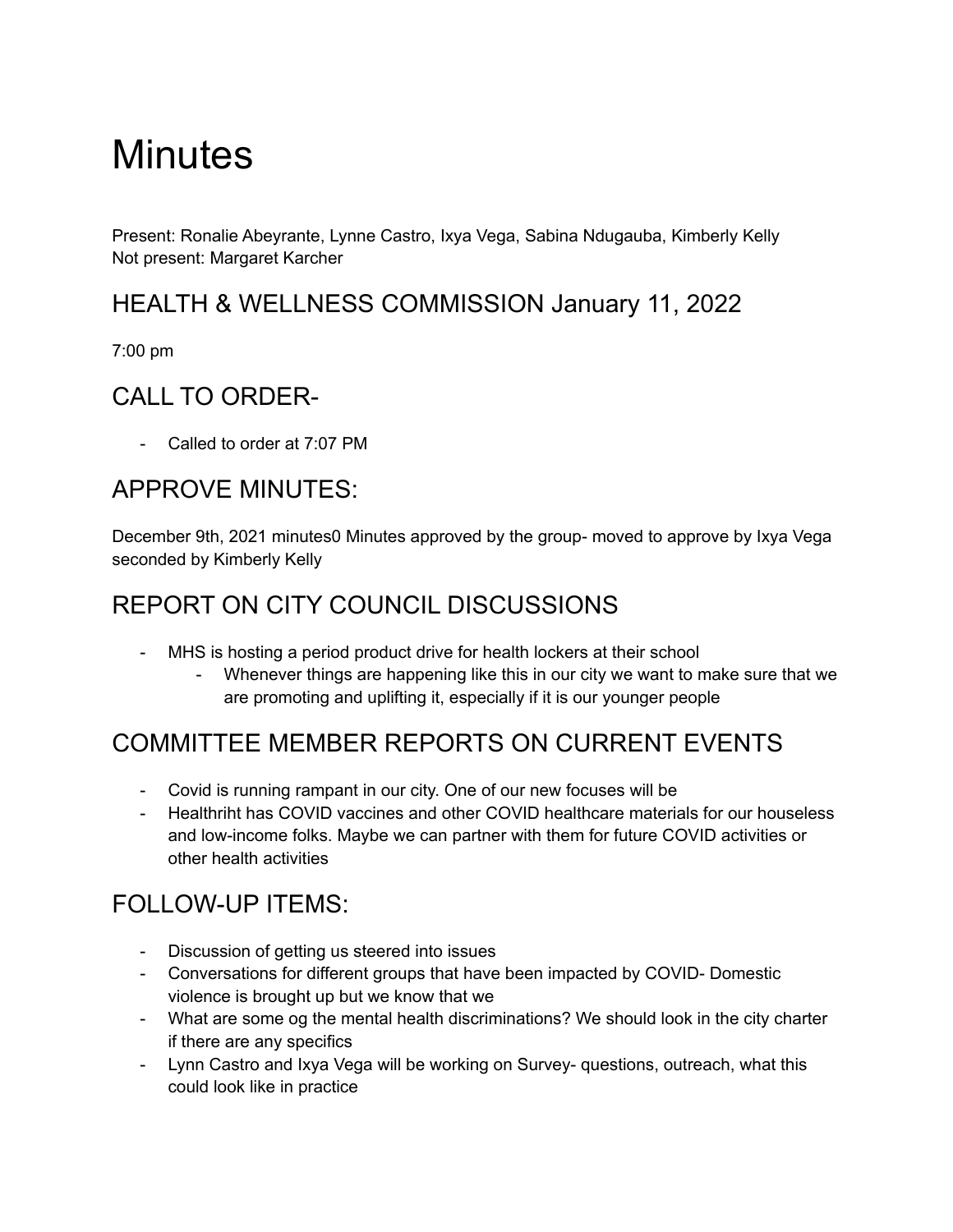# Minutes

Present: Ronalie Abeyrante, Lynne Castro, Ixya Vega, Sabina Ndugauba, Kimberly Kelly
Not present: Margaret Karcher

## HEALTH & WELLNESS COMMISSION January 11, 2022

7:00 pm

## CALL TO ORDER-

- Called to order at 7:07 PM

## APPROVE MINUTES:

December 9th, 2021 minutes0 Minutes approved by the group- moved to approve by Ixya Vega seconded by Kimberly Kelly

## REPORT ON CITY COUNCIL DISCUSSIONS

- MHS is hosting a period product drive for health lockers at their school
    - Whenever things are happening like this in our city we want to make sure that we are promoting and uplifting it, especially if it is our younger people

## COMMITTEE MEMBER REPORTS ON CURRENT EVENTS

- Covid is running rampant in our city. One of our new focuses will be
- Healthriht has COVID vaccines and other COVID healthcare materials for our houseless and low-income folks. Maybe we can partner with them for future COVID activities or other health activities

## FOLLOW-UP ITEMS:

- Discussion of getting us steered into issues
- Conversations for different groups that have been impacted by COVID- Domestic violence is brought up but we know that we
- What are some og the mental health discriminations? We should look in the city charter if there are any specifics
- Lynn Castro and Ixya Vega will be working on Survey- questions, outreach, what this could look like in practice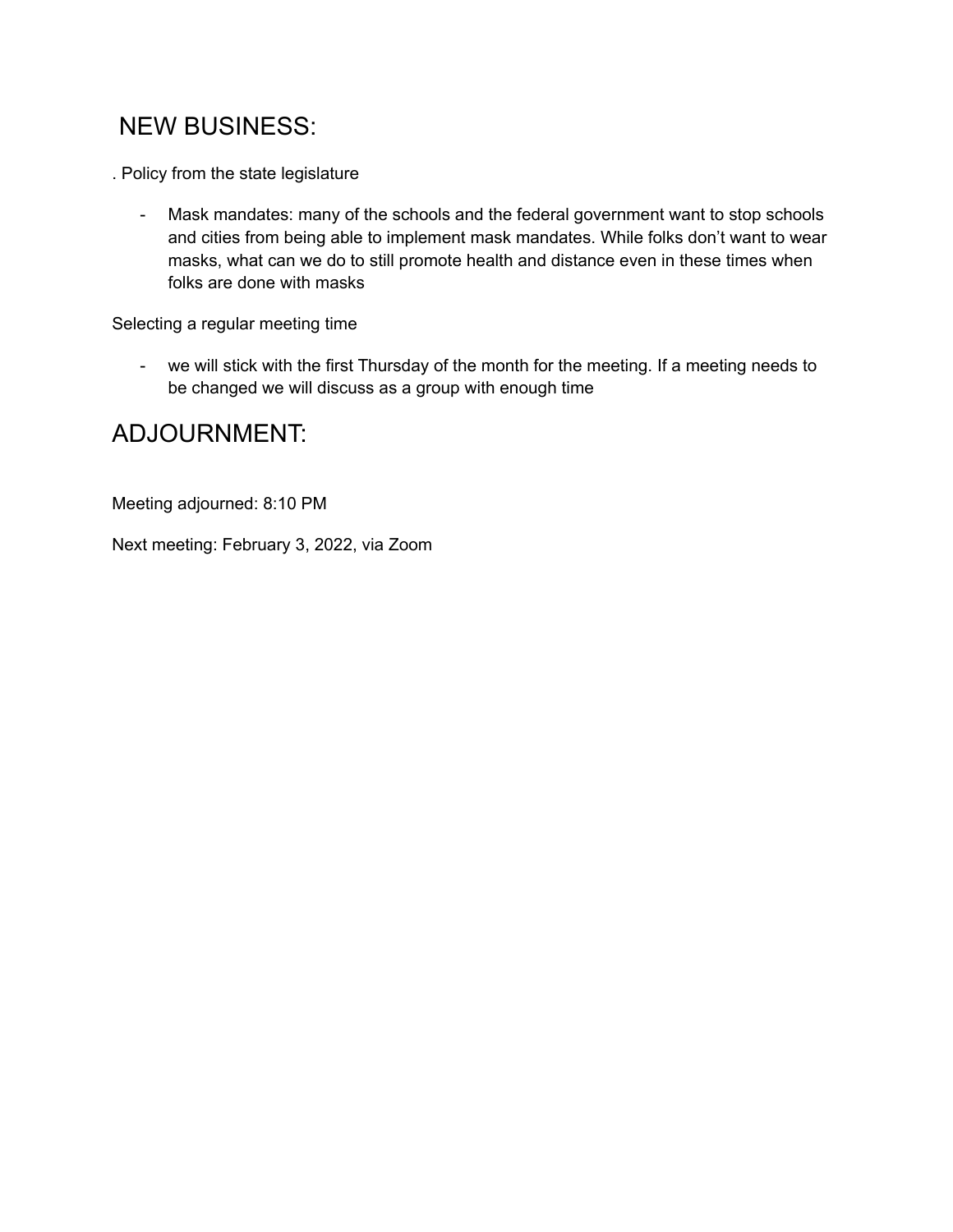## NEW BUSINESS:

. Policy from the state legislature

- Mask mandates: many of the schools and the federal government want to stop schools and cities from being able to implement mask mandates. While folks don't want to wear masks, what can we do to still promote health and distance even in these times when folks are done with masks

Selecting a regular meeting time

- we will stick with the first Thursday of the month for the meeting. If a meeting needs to be changed we will discuss as a group with enough time

## ADJOURNMENT:

Meeting adjourned: 8:10 PM

Next meeting: February 3, 2022, via Zoom